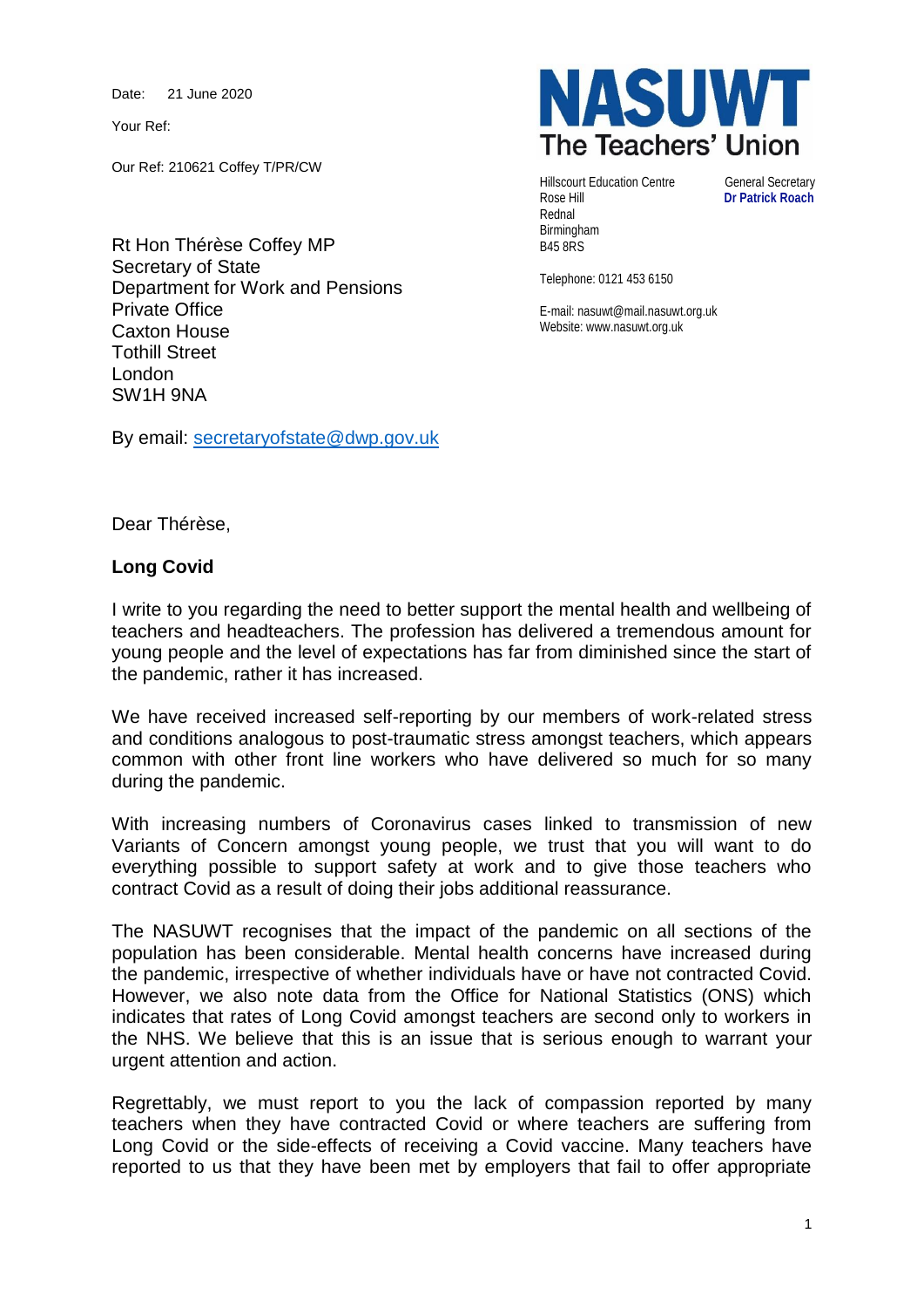Date: 21 June 2020

Your Ref:

Our Ref: 210621 Coffey T/PR/CW

**NASUWT**
**The Teachers' Union**

Hillscourt Education Centre
Rose Hill
Rednal
Birmingham
B45 8RS

General Secretary
**Dr Patrick Roach**

Telephone: 0121 453 6150

E-mail: nasuwt@mail.nasuwt.org.uk
Website: www.nasuwt.org.uk

Rt Hon Thérèse Coffey MP
Secretary of State
Department for Work and Pensions
Private Office
Caxton House
Tothill Street
London
SW1H 9NA

By email: secretaryofstate@dwp.gov.uk

Dear Thérèse,

**Long Covid**

I write to you regarding the need to better support the mental health and wellbeing of teachers and headteachers. The profession has delivered a tremendous amount for young people and the level of expectations has far from diminished since the start of the pandemic, rather it has increased.

We have received increased self-reporting by our members of work-related stress and conditions analogous to post-traumatic stress amongst teachers, which appears common with other front line workers who have delivered so much for so many during the pandemic.

With increasing numbers of Coronavirus cases linked to transmission of new Variants of Concern amongst young people, we trust that you will want to do everything possible to support safety at work and to give those teachers who contract Covid as a result of doing their jobs additional reassurance.

The NASUWT recognises that the impact of the pandemic on all sections of the population has been considerable. Mental health concerns have increased during the pandemic, irrespective of whether individuals have or have not contracted Covid. However, we also note data from the Office for National Statistics (ONS) which indicates that rates of Long Covid amongst teachers are second only to workers in the NHS. We believe that this is an issue that is serious enough to warrant your urgent attention and action.

Regrettably, we must report to you the lack of compassion reported by many teachers when they have contracted Covid or where teachers are suffering from Long Covid or the side-effects of receiving a Covid vaccine. Many teachers have reported to us that they have been met by employers that fail to offer appropriate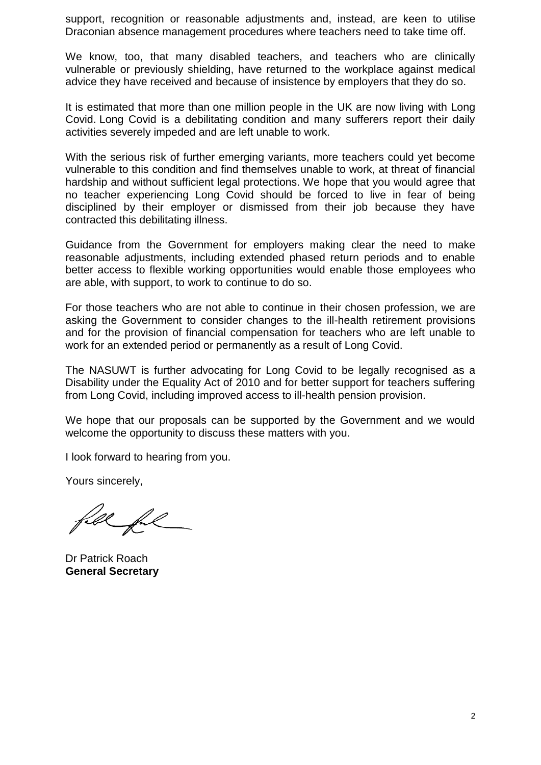support, recognition or reasonable adjustments and, instead, are keen to utilise Draconian absence management procedures where teachers need to take time off.

We know, too, that many disabled teachers, and teachers who are clinically vulnerable or previously shielding, have returned to the workplace against medical advice they have received and because of insistence by employers that they do so.

It is estimated that more than one million people in the UK are now living with Long Covid. Long Covid is a debilitating condition and many sufferers report their daily activities severely impeded and are left unable to work.

With the serious risk of further emerging variants, more teachers could yet become vulnerable to this condition and find themselves unable to work, at threat of financial hardship and without sufficient legal protections. We hope that you would agree that no teacher experiencing Long Covid should be forced to live in fear of being disciplined by their employer or dismissed from their job because they have contracted this debilitating illness.

Guidance from the Government for employers making clear the need to make reasonable adjustments, including extended phased return periods and to enable better access to flexible working opportunities would enable those employees who are able, with support, to work to continue to do so.

For those teachers who are not able to continue in their chosen profession, we are asking the Government to consider changes to the ill-health retirement provisions and for the provision of financial compensation for teachers who are left unable to work for an extended period or permanently as a result of Long Covid.

The NASUWT is further advocating for Long Covid to be legally recognised as a Disability under the Equality Act of 2010 and for better support for teachers suffering from Long Covid, including improved access to ill-health pension provision.

We hope that our proposals can be supported by the Government and we would welcome the opportunity to discuss these matters with you.

I look forward to hearing from you.

Yours sincerely,

Dr Patrick Roach
**General Secretary**